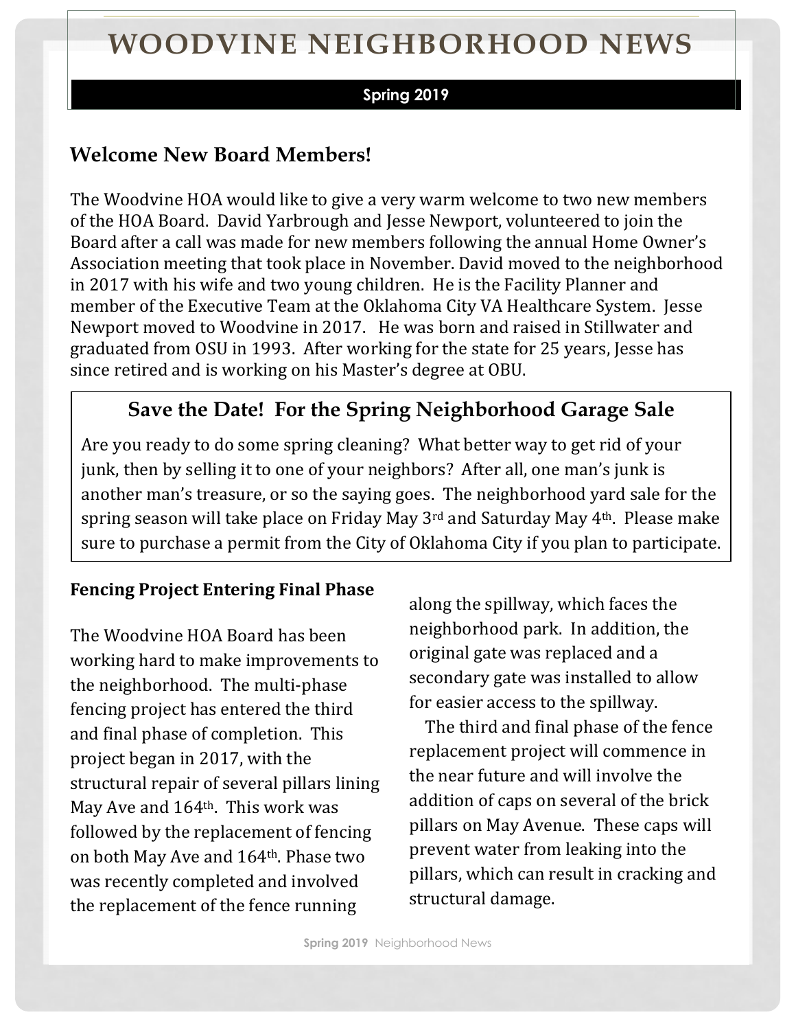# WOODVINE NEIGHBORHOOD NEWS

**Spring 2019**

## Welcome New Board Members!

The Woodvine HOA would like to give a very warm welcome to two new members of the HOA Board. David Yarbrough and Jesse Newport, volunteered to join the Board after a call was made for new members following the annual Home Owner's Association meeting that took place in November. David moved to the neighborhood in 2017 with his wife and two young children. He is the Facility Planner and member of the Executive Team at the Oklahoma City VA Healthcare System. Jesse Newport moved to Woodvine in 2017. He was born and raised in Stillwater and graduated from OSU in 1993. After working for the state for 25 years, Jesse has since retired and is working on his Master's degree at OBU.

## Save the Date! For the Spring Neighborhood Garage Sale

Are you ready to do some spring cleaning? What better way to get rid of your junk, then by selling it to one of your neighbors? After all, one man's junk is another man's treasure, or so the saying goes. The neighborhood yard sale for the spring season will take place on Friday May 3rd and Saturday May 4th. Please make sure to purchase a permit from the City of Oklahoma City if you plan to participate.

### Fencing Project Entering Final Phase

The Woodvine HOA Board has been working hard to make improvements to the neighborhood. The multi-phase fencing project has entered the third and final phase of completion. This project began in 2017, with the structural repair of several pillars lining May Ave and 164th. This work was followed by the replacement of fencing on both May Ave and 164th. Phase two was recently completed and involved the replacement of the fence running along the spillway, which faces the neighborhood park. In addition, the original gate was replaced and a secondary gate was installed to allow for easier access to the spillway.

The third and final phase of the fence replacement project will commence in the near future and will involve the addition of caps on several of the brick pillars on May Avenue. These caps will prevent water from leaking into the pillars, which can result in cracking and structural damage.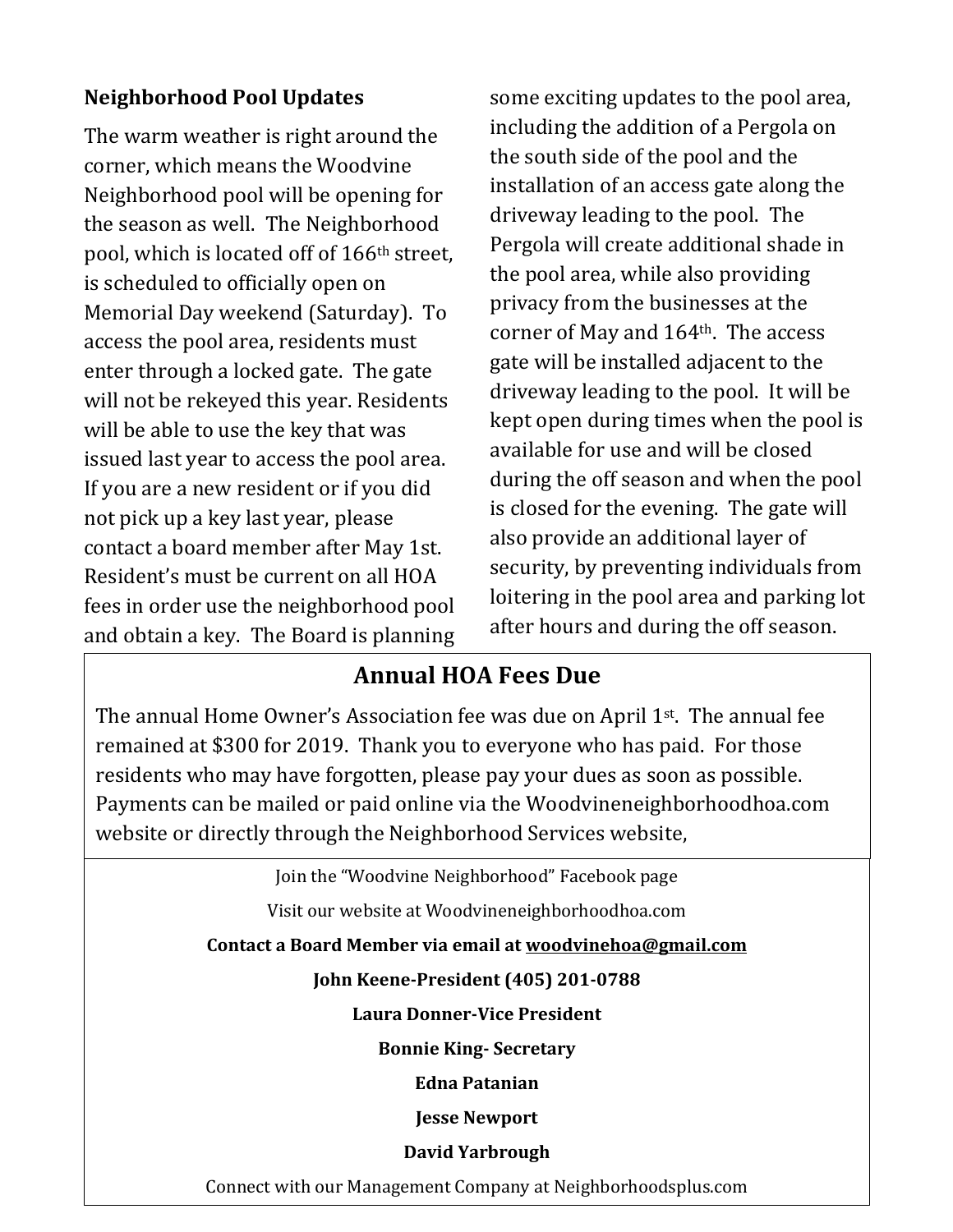## Neighborhood Pool Updates

The warm weather is right around the corner, which means the Woodvine Neighborhood pool will be opening for the season as well. The Neighborhood pool, which is located off of 166th street, is scheduled to officially open on Memorial Day weekend (Saturday). To access the pool area, residents must enter through a locked gate. The gate will not be rekeyed this year. Residents will be able to use the key that was issued last year to access the pool area. If you are a new resident or if you did not pick up a key last year, please contact a board member after May 1st. Resident's must be current on all HOA fees in order use the neighborhood pool and obtain a key. The Board is planning some exciting updates to the pool area, including the addition of a Pergola on the south side of the pool and the installation of an access gate along the driveway leading to the pool. The Pergola will create additional shade in the pool area, while also providing privacy from the businesses at the corner of May and 164th. The access gate will be installed adjacent to the driveway leading to the pool. It will be kept open during times when the pool is available for use and will be closed during the off season and when the pool is closed for the evening. The gate will also provide an additional layer of security, by preventing individuals from loitering in the pool area and parking lot after hours and during the off season.

## Annual HOA Fees Due

The annual Home Owner's Association fee was due on April 1st. The annual fee remained at $300 for 2019. Thank you to everyone who has paid. For those residents who may have forgotten, please pay your dues as soon as possible. Payments can be mailed or paid online via the Woodvineneighborhoodhoa.com website or directly through the Neighborhood Services website,

Join the "Woodvine Neighborhood" Facebook page

Visit our website at Woodvineneighborhoodhoa.com

**Contact a Board Member via email at woodvinehoa@gmail.com**

**John Keene-President (405) 201-0788**

**Laura Donner-Vice President**

**Bonnie King- Secretary**

**Edna Patanian**

**Jesse Newport**

**David Yarbrough**

Connect with our Management Company at Neighborhoodsplus.com